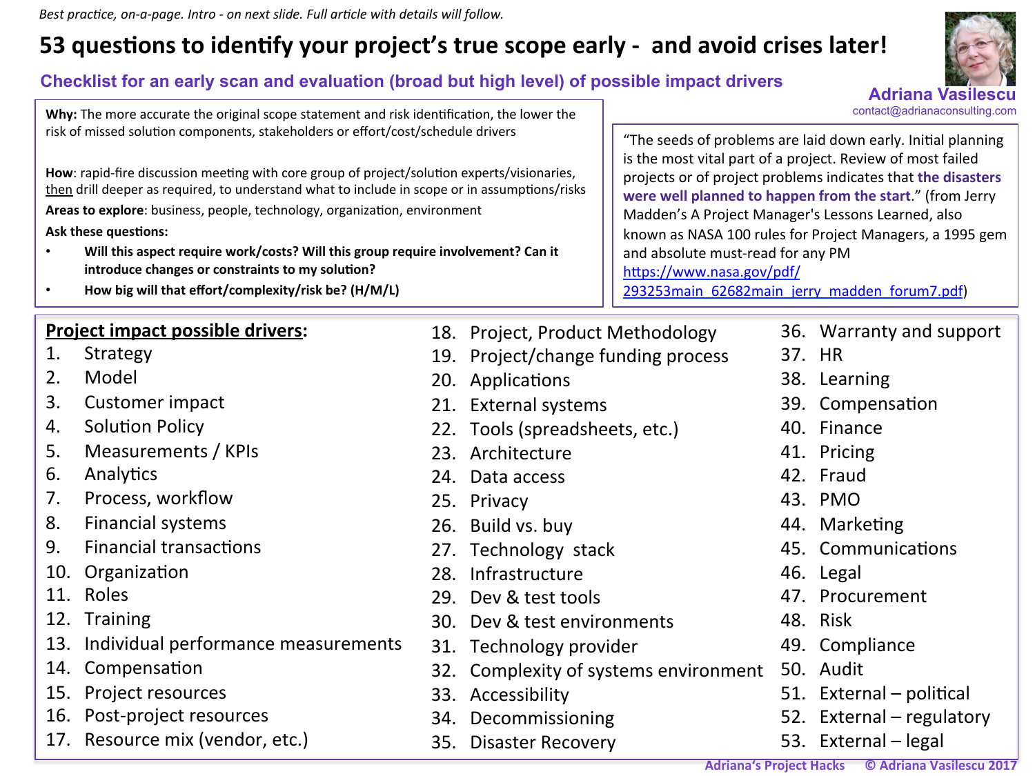*Best practice, on-a-page. Intro - on next slide. Full article with details will follow.*

# 53 questions to identify your project's true scope early - and avoid crises later!

## Checklist for an early scan and evaluation (broad but high level) of possible impact drivers

**Adriana Vasilescu**
contact@adrianaconsulting.com

**Why:** The more accurate the original scope statement and risk identification, the lower the risk of missed solution components, stakeholders or effort/cost/schedule drivers

**How**: rapid-fire discussion meeting with core group of project/solution experts/visionaries, then drill deeper as required, to understand what to include in scope or in assumptions/risks

**Areas to explore**: business, people, technology, organization, environment

**Ask these questions:**

- **Will this aspect require work/costs? Will this group require involvement? Can it introduce changes or constraints to my solution?**
- **How big will that effort/complexity/risk be? (H/M/L)**

"The seeds of problems are laid down early. Initial planning is the most vital part of a project. Review of most failed projects or of project problems indicates that **the disasters were well planned to happen from the start**." (from Jerry Madden's A Project Manager's Lessons Learned, also known as NASA 100 rules for Project Managers, a 1995 gem and absolute must-read for any PM https://www.nasa.gov/pdf/293253main_62682main_jerry_madden_forum7.pdf)

**Project impact possible drivers:**

1. Strategy
2. Model
3. Customer impact
4. Solution Policy
5. Measurements / KPIs
6. Analytics
7. Process, workflow
8. Financial systems
9. Financial transactions
10. Organization
11. Roles
12. Training
13. Individual performance measurements
14. Compensation
15. Project resources
16. Post-project resources
17. Resource mix (vendor, etc.)
18. Project, Product Methodology
19. Project/change funding process
20. Applications
21. External systems
22. Tools (spreadsheets, etc.)
23. Architecture
24. Data access
25. Privacy
26. Build vs. buy
27. Technology stack
28. Infrastructure
29. Dev & test tools
30. Dev & test environments
31. Technology provider
32. Complexity of systems environment
33. Accessibility
34. Decommissioning
35. Disaster Recovery
36. Warranty and support
37. HR
38. Learning
39. Compensation
40. Finance
41. Pricing
42. Fraud
43. PMO
44. Marketing
45. Communications
46. Legal
47. Procurement
48. Risk
49. Compliance
50. Audit
51. External – political
52. External – regulatory
53. External – legal

Adriana's Project Hacks © Adriana Vasilescu 2017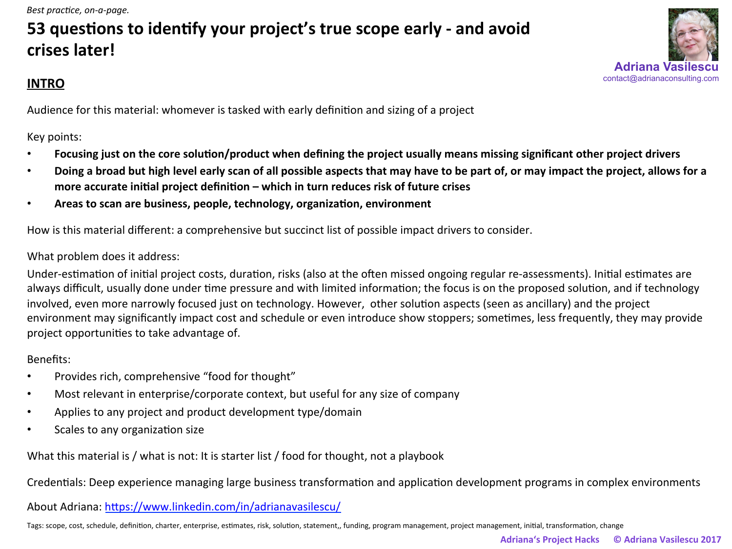*Best practice, on-a-page.*

# 53 questions to identify your project's true scope early - and avoid crises later!

Adriana Vasilescu
contact@adrianaconsulting.com

## INTRO

Audience for this material: whomever is tasked with early definition and sizing of a project

Key points:

- **Focusing just on the core solution/product when defining the project usually means missing significant other project drivers**
- **Doing a broad but high level early scan of all possible aspects that may have to be part of, or may impact the project, allows for a more accurate initial project definition – which in turn reduces risk of future crises**
- **Areas to scan are business, people, technology, organization, environment**

How is this material different: a comprehensive but succinct list of possible impact drivers to consider.

What problem does it address:
Under-estimation of initial project costs, duration, risks (also at the often missed ongoing regular re-assessments). Initial estimates are always difficult, usually done under time pressure and with limited information; the focus is on the proposed solution, and if technology involved, even more narrowly focused just on technology. However, other solution aspects (seen as ancillary) and the project environment may significantly impact cost and schedule or even introduce show stoppers; sometimes, less frequently, they may provide project opportunities to take advantage of.

Benefits:

- Provides rich, comprehensive "food for thought"
- Most relevant in enterprise/corporate context, but useful for any size of company
- Applies to any project and product development type/domain
- Scales to any organization size

What this material is / what is not: It is starter list / food for thought, not a playbook

Credentials: Deep experience managing large business transformation and application development programs in complex environments

About Adriana: https://www.linkedin.com/in/adrianavasilescu/

Tags: scope, cost, schedule, definition, charter, enterprise, estimates, risk, solution, statement,, funding, program management, project management, initial, transformation, change

Adriana's Project Hacks © Adriana Vasilescu 2017